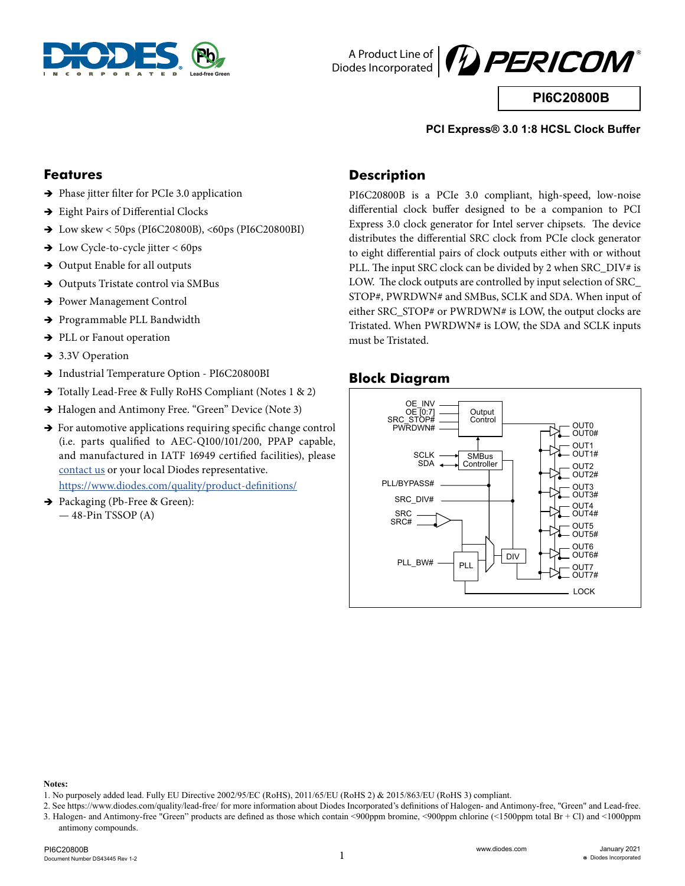# PI6C20800B

**PCI Express® 3.0 1:8 HCSL Clock Buffer**

## Features

- Phase jitter filter for PCIe 3.0 application
- Eight Pairs of Differential Clocks
- Low skew < 50ps (PI6C20800B), <60ps (PI6C20800BI)
- Low Cycle-to-cycle jitter < 60ps
- Output Enable for all outputs
- Outputs Tristate control via SMBus
- Power Management Control
- Programmable PLL Bandwidth
- PLL or Fanout operation
- 3.3V Operation
- Industrial Temperature Option - PI6C20800BI
- Totally Lead-Free & Fully RoHS Compliant (Notes 1 & 2)
- Halogen and Antimony Free. "Green" Device (Note 3)
- For automotive applications requiring specific change control (i.e. parts qualified to AEC-Q100/101/200, PPAP capable, and manufactured in IATF 16949 certified facilities), please contact us or your local Diodes representative. https://www.diodes.com/quality/product-definitions/
- Packaging (Pb-Free & Green):
  — 48-Pin TSSOP (A)

## Description

PI6C20800B is a PCIe 3.0 compliant, high-speed, low-noise differential clock buffer designed to be a companion to PCI Express 3.0 clock generator for Intel server chipsets. The device distributes the differential SRC clock from PCIe clock generator to eight differential pairs of clock outputs either with or without PLL. The input SRC clock can be divided by 2 when SRC_DIV# is LOW. The clock outputs are controlled by input selection of SRC_STOP#, PWRDWN# and SMBus, SCLK and SDA. When input of either SRC_STOP# or PWRDWN# is LOW, the output clocks are Tristated. When PWRDWN# is LOW, the SDA and SCLK inputs must be Tristated.

## Block Diagram

OE_INV, OE [0:7], SRC_STOP#, PWRDWN# → Output Control
SCLK, SDA → SMBus Controller
PLL/BYPASS#, SRC_DIV#, SRC, SRC#, PLL_BW# → PLL, DIV
Outputs: OUT0/OUT0#, OUT1/OUT1#, OUT2/OUT2#, OUT3/OUT3#, OUT4/OUT4#, OUT5/OUT5#, OUT6/OUT6#, OUT7/OUT7#, LOCK

**Notes:**

1. No purposely added lead. Fully EU Directive 2002/95/EC (RoHS), 2011/65/EU (RoHS 2) & 2015/863/EU (RoHS 3) compliant.
2. See https://www.diodes.com/quality/lead-free/ for more information about Diodes Incorporated's definitions of Halogen- and Antimony-free, "Green" and Lead-free.
3. Halogen- and Antimony-free "Green" products are defined as those which contain <900ppm bromine, <900ppm chlorine (<1500ppm total Br + Cl) and <1000ppm antimony compounds.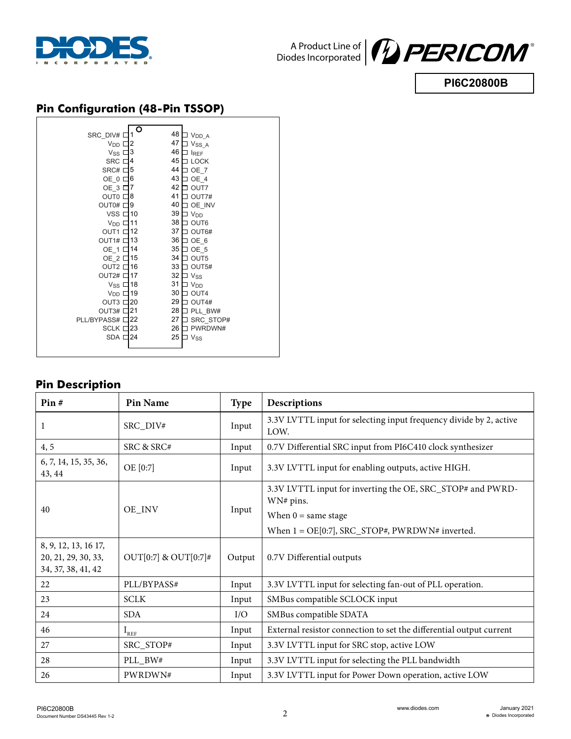## Pin Configuration (48-Pin TSSOP)

| Pin Name | Pin # | Pin # | Pin Name |
|---|---|---|---|
| SRC_DIV# | 1 | 48 | $V_{DD\_A}$ |
| $V_{DD}$ | 2 | 47 | $V_{SS\_A}$ |
| $V_{SS}$ | 3 | 46 | $I_{REF}$ |
| SRC | 4 | 45 | LOCK |
| SRC# | 5 | 44 | OE_7 |
| OE_0 | 6 | 43 | OE_4 |
| OE_3 | 7 | 42 | OUT7 |
| OUT0 | 8 | 41 | OUT7# |
| OUT0# | 9 | 40 | OE_INV |
| VSS | 10 | 39 | $V_{DD}$ |
| $V_{DD}$ | 11 | 38 | OUT6 |
| OUT1 | 12 | 37 | OUT6# |
| OUT1# | 13 | 36 | OE_6 |
| OE_1 | 14 | 35 | OE_5 |
| OE_2 | 15 | 34 | OUT5 |
| OUT2 | 16 | 33 | OUT5# |
| OUT2# | 17 | 32 | $V_{SS}$ |
| $V_{SS}$ | 18 | 31 | $V_{DD}$ |
| $V_{DD}$ | 19 | 30 | OUT4 |
| OUT3 | 20 | 29 | OUT4# |
| OUT3# | 21 | 28 | PLL_BW# |
| PLL/BYPASS# | 22 | 27 | SRC_STOP# |
| SCLK | 23 | 26 | PWRDWN# |
| SDA | 24 | 25 | $V_{SS}$ |

## Pin Description

| Pin # | Pin Name | Type | Descriptions |
|---|---|---|---|
| 1 | SRC_DIV# | Input | 3.3V LVTTL input for selecting input frequency divide by 2, active LOW. |
| 4, 5 | SRC & SRC# | Input | 0.7V Differential SRC input from PI6C410 clock synthesizer |
| 6, 7, 14, 15, 35, 36, 43, 44 | OE [0:7] | Input | 3.3V LVTTL input for enabling outputs, active HIGH. |
| 40 | OE_INV | Input | 3.3V LVTTL input for inverting the OE, SRC_STOP# and PWRDWN# pins.<br>When 0 = same stage<br>When 1 = OE[0:7], SRC_STOP#, PWRDWN# inverted. |
| 8, 9, 12, 13, 16 17, 20, 21, 29, 30, 33, 34, 37, 38, 41, 42 | OUT[0:7] & OUT[0:7]# | Output | 0.7V Differential outputs |
| 22 | PLL/BYPASS# | Input | 3.3V LVTTL input for selecting fan-out of PLL operation. |
| 23 | SCLK | Input | SMBus compatible SCLOCK input |
| 24 | SDA | I/O | SMBus compatible SDATA |
| 46 | $I_{REF}$ | Input | External resistor connection to set the differential output current |
| 27 | SRC_STOP# | Input | 3.3V LVTTL input for SRC stop, active LOW |
| 28 | PLL_BW# | Input | 3.3V LVTTL input for selecting the PLL bandwidth |
| 26 | PWRDWN# | Input | 3.3V LVTTL input for Power Down operation, active LOW |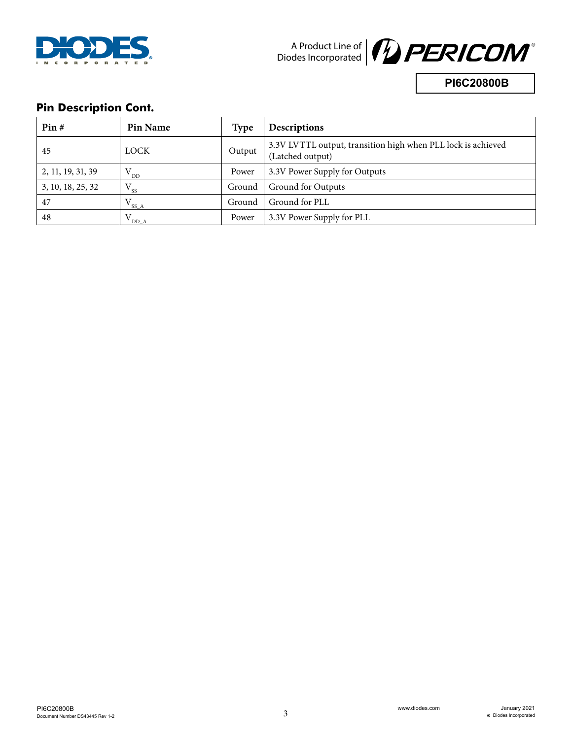## Pin Description Cont.

| Pin # | Pin Name | Type | Descriptions |
|---|---|---|---|
| 45 | LOCK | Output | 3.3V LVTTL output, transition high when PLL lock is achieved (Latched output) |
| 2, 11, 19, 31, 39 | $V_{DD}$ | Power | 3.3V Power Supply for Outputs |
| 3, 10, 18, 25, 32 | $V_{SS}$ | Ground | Ground for Outputs |
| 47 | $V_{SS\_A}$ | Ground | Ground for PLL |
| 48 | $V_{DD\_A}$ | Power | 3.3V Power Supply for PLL |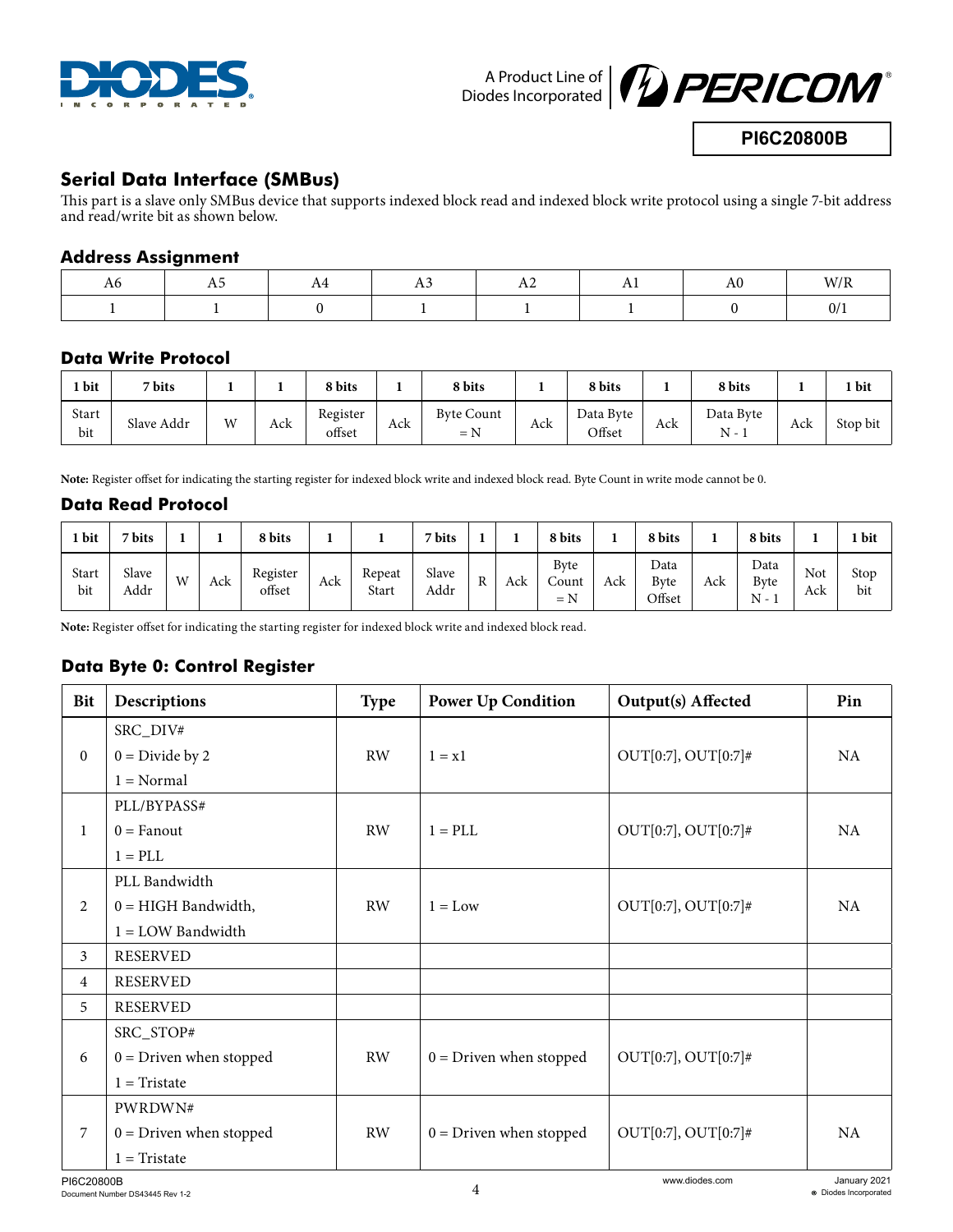## Serial Data Interface (SMBus)

This part is a slave only SMBus device that supports indexed block read and indexed block write protocol using a single 7-bit address and read/write bit as shown below.

### Address Assignment

| A6 | A5 | A4 | A3 | A2 | A1 | A0 | W/R |
|---|---|---|---|---|---|---|---|
| 1 | 1 | 0 | 1 | 1 | 1 | 0 | 0/1 |

### Data Write Protocol

| 1 bit | 7 bits | 1 | 1 | 8 bits | 1 | 8 bits | 1 | 8 bits | 1 | 8 bits | 1 | 1 bit |
|---|---|---|---|---|---|---|---|---|---|---|---|---|
| Start bit | Slave Addr | W | Ack | Register offset | Ack | Byte Count = N | Ack | Data Byte Offset | Ack | Data Byte N - 1 | Ack | Stop bit |

**Note:** Register offset for indicating the starting register for indexed block write and indexed block read. Byte Count in write mode cannot be 0.

### Data Read Protocol

| 1 bit | 7 bits | 1 | 1 | 8 bits | 1 | 1 | 7 bits | 1 | 1 | 8 bits | 1 | 8 bits | 1 | 8 bits | 1 | 1 bit |
|---|---|---|---|---|---|---|---|---|---|---|---|---|---|---|---|---|
| Start bit | Slave Addr | W | Ack | Register offset | Ack | Repeat Start | Slave Addr | R | Ack | Byte Count = N | Ack | Data Byte Offset | Ack | Data Byte N - 1 | Not Ack | Stop bit |

**Note:** Register offset for indicating the starting register for indexed block write and indexed block read.

### Data Byte 0: Control Register

| Bit | Descriptions | Type | Power Up Condition | Output(s) Affected | Pin |
|---|---|---|---|---|---|
| 0 | SRC_DIV#<br>0 = Divide by 2<br>1 = Normal | RW | 1 = x1 | OUT[0:7], OUT[0:7]# | NA |
| 1 | PLL/BYPASS#<br>0 = Fanout<br>1 = PLL | RW | 1 = PLL | OUT[0:7], OUT[0:7]# | NA |
| 2 | PLL Bandwidth<br>0 = HIGH Bandwidth,<br>1 = LOW Bandwidth | RW | 1 = Low | OUT[0:7], OUT[0:7]# | NA |
| 3 | RESERVED | | | | |
| 4 | RESERVED | | | | |
| 5 | RESERVED | | | | |
| 6 | SRC_STOP#<br>0 = Driven when stopped<br>1 = Tristate | RW | 0 = Driven when stopped | OUT[0:7], OUT[0:7]# | |
| 7 | PWRDWN#<br>0 = Driven when stopped<br>1 = Tristate | RW | 0 = Driven when stopped | OUT[0:7], OUT[0:7]# | NA |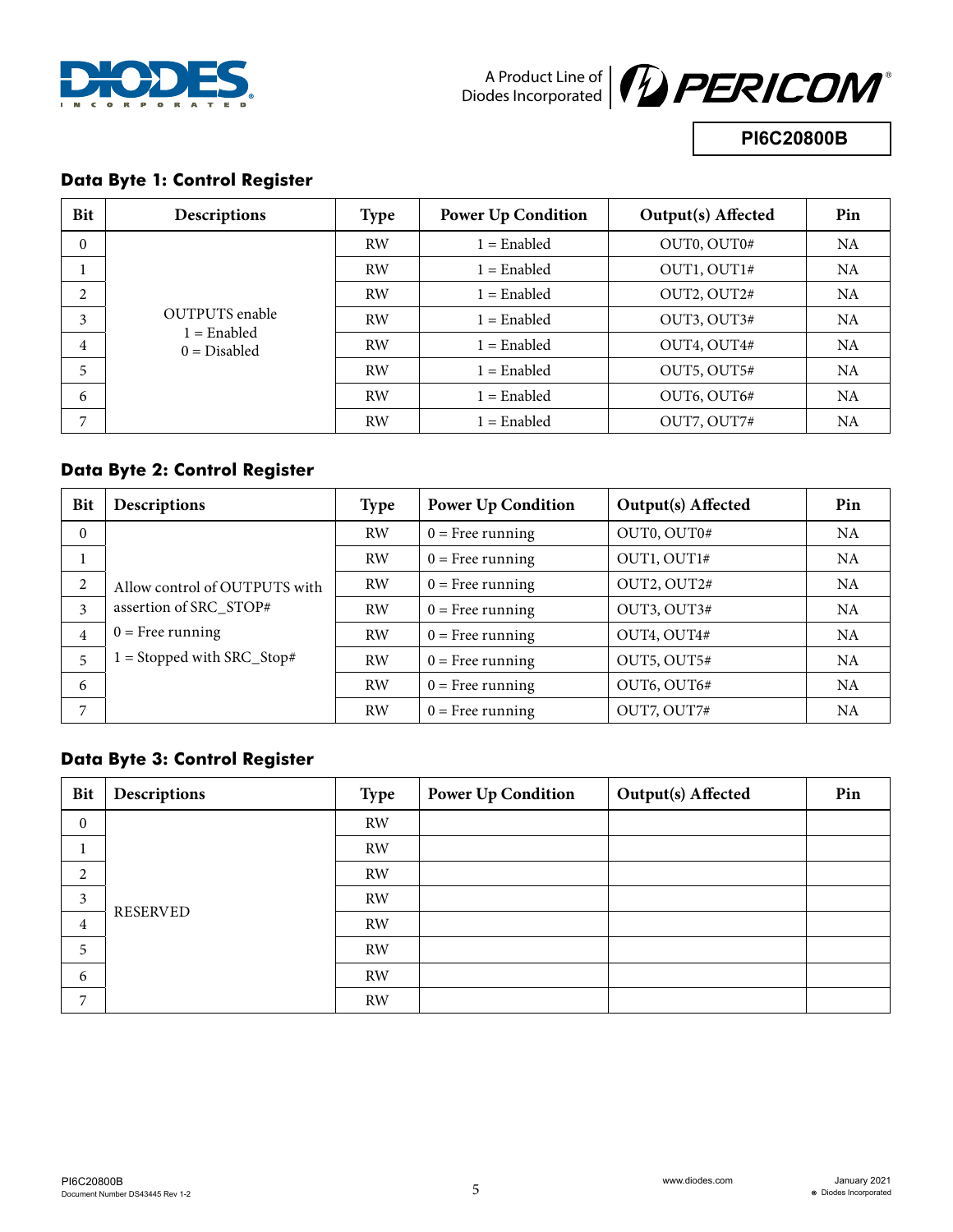### Data Byte 1: Control Register

| Bit | Descriptions | Type | Power Up Condition | Output(s) Affected | Pin |
|---|---|---|---|---|---|
| 0 | OUTPUTS enable 1 = Enabled 0 = Disabled | RW | 1 = Enabled | OUT0, OUT0# | NA |
| 1 | | RW | 1 = Enabled | OUT1, OUT1# | NA |
| 2 | | RW | 1 = Enabled | OUT2, OUT2# | NA |
| 3 | | RW | 1 = Enabled | OUT3, OUT3# | NA |
| 4 | | RW | 1 = Enabled | OUT4, OUT4# | NA |
| 5 | | RW | 1 = Enabled | OUT5, OUT5# | NA |
| 6 | | RW | 1 = Enabled | OUT6, OUT6# | NA |
| 7 | | RW | 1 = Enabled | OUT7, OUT7# | NA |

### Data Byte 2: Control Register

| Bit | Descriptions | Type | Power Up Condition | Output(s) Affected | Pin |
|---|---|---|---|---|---|
| 0 | Allow control of OUTPUTS with assertion of SRC_STOP# 0 = Free running 1 = Stopped with SRC_Stop# | RW | 0 = Free running | OUT0, OUT0# | NA |
| 1 | | RW | 0 = Free running | OUT1, OUT1# | NA |
| 2 | | RW | 0 = Free running | OUT2, OUT2# | NA |
| 3 | | RW | 0 = Free running | OUT3, OUT3# | NA |
| 4 | | RW | 0 = Free running | OUT4, OUT4# | NA |
| 5 | | RW | 0 = Free running | OUT5, OUT5# | NA |
| 6 | | RW | 0 = Free running | OUT6, OUT6# | NA |
| 7 | | RW | 0 = Free running | OUT7, OUT7# | NA |

### Data Byte 3: Control Register

| Bit | Descriptions | Type | Power Up Condition | Output(s) Affected | Pin |
|---|---|---|---|---|---|
| 0 | RESERVED | RW | | | |
| 1 | | RW | | | |
| 2 | | RW | | | |
| 3 | | RW | | | |
| 4 | | RW | | | |
| 5 | | RW | | | |
| 6 | | RW | | | |
| 7 | | RW | | | |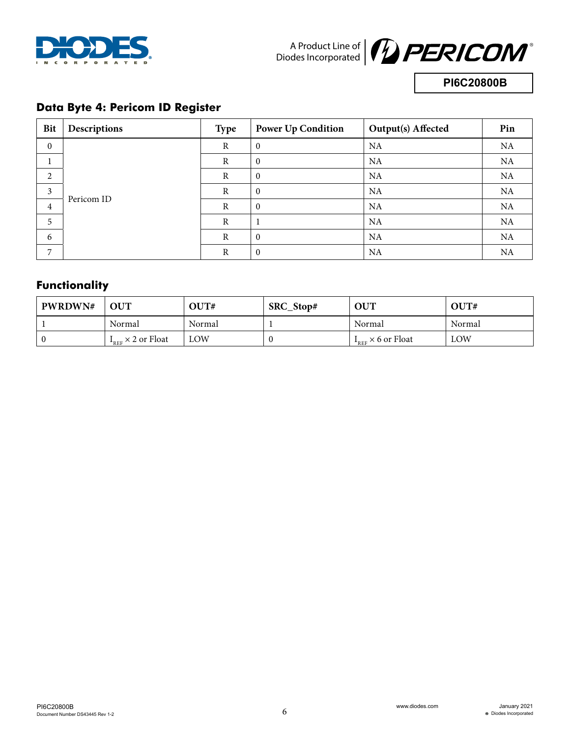## Data Byte 4: Pericom ID Register

| Bit | Descriptions | Type | Power Up Condition | Output(s) Affected | Pin |
|---|---|---|---|---|---|
| 0 | Pericom ID | R | 0 | NA | NA |
| 1 | | R | 0 | NA | NA |
| 2 | | R | 0 | NA | NA |
| 3 | | R | 0 | NA | NA |
| 4 | | R | 0 | NA | NA |
| 5 | | R | 1 | NA | NA |
| 6 | | R | 0 | NA | NA |
| 7 | | R | 0 | NA | NA |

## Functionality

| PWRDWN# | OUT | OUT# | SRC_Stop# | OUT | OUT# |
|---|---|---|---|---|---|
| 1 | Normal | Normal | 1 | Normal | Normal |
| 0 | $I_{REF} \times 2$ or Float | LOW | 0 | $I_{REF} \times 6$ or Float | LOW |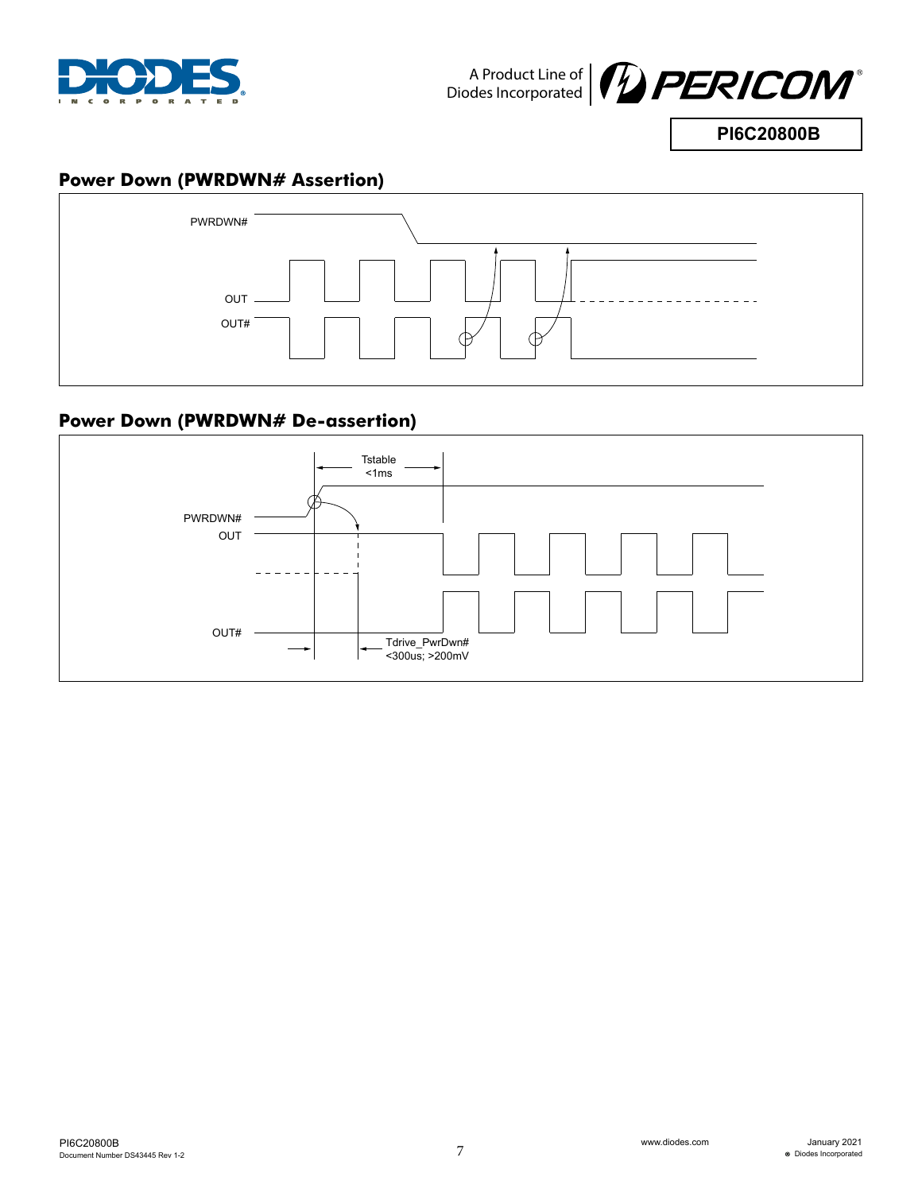## Power Down (PWRDWN# Assertion)

PWRDWN#

OUT

OUT#

## Power Down (PWRDWN# De-assertion)

Tstable
<1ms

PWRDWN#

OUT

OUT#

Tdrive_PwrDwn#
<300us; >200mV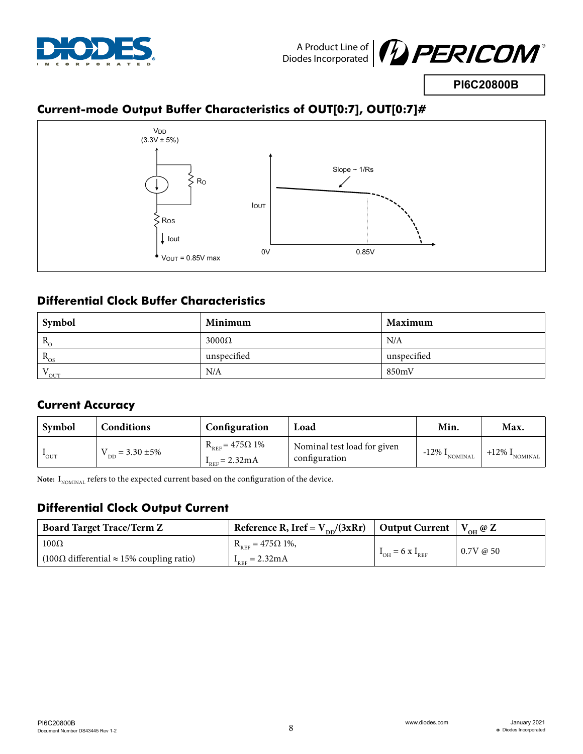## Current-mode Output Buffer Characteristics of OUT[0:7], OUT[0:7]#

VDD (3.3V ± 5%)

RO

ROS

Iout

VOUT = 0.85V max

Slope ~ 1/Rs

IOUT

0V

0.85V

## Differential Clock Buffer Characteristics

| Symbol | Minimum | Maximum |
|---|---|---|
| $R_O$ | 3000Ω | N/A |
| $R_{OS}$ | unspecified | unspecified |
| $V_{OUT}$ | N/A | 850mV |

## Current Accuracy

| Symbol | Conditions | Configuration | Load | Min. | Max. |
|---|---|---|---|---|---|
| $I_{OUT}$ | $V_{DD}$ = 3.30 ±5% | $R_{REF}$ = 475Ω 1% $I_{REF}$ = 2.32mA | Nominal test load for given configuration | -12% $I_{NOMINAL}$ | +12% $I_{NOMINAL}$ |

**Note:** $I_{NOMINAL}$ refers to the expected current based on the configuration of the device.

## Differential Clock Output Current

| Board Target Trace/Term Z | Reference R, Iref = $V_{DD}$/(3xRr) | Output Current | $V_{OH}$ @ Z |
|---|---|---|---|
| 100Ω (100Ω differential ≈ 15% coupling ratio) | $R_{REF}$ = 475Ω 1%, $I_{REF}$ = 2.32mA | $I_{OH}$ = 6 x $I_{REF}$ | 0.7V @ 50 |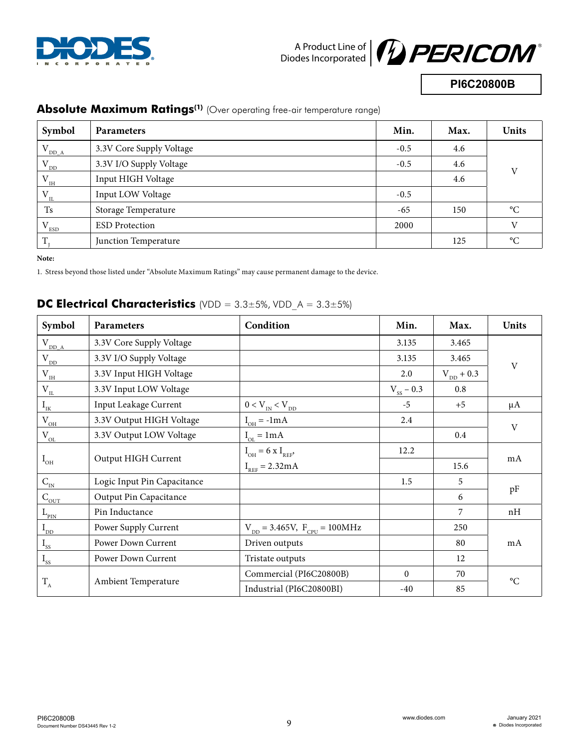## Absolute Maximum Ratings[1] (Over operating free-air temperature range)

| Symbol | Parameters | Min. | Max. | Units |
|---|---|---|---|---|
| $V_{DD\_A}$ | 3.3V Core Supply Voltage | -0.5 | 4.6 | V |
| $V_{DD}$ | 3.3V I/O Supply Voltage | -0.5 | 4.6 | |
| $V_{IH}$ | Input HIGH Voltage | | 4.6 | |
| $V_{IL}$ | Input LOW Voltage | -0.5 | | |
| Ts | Storage Temperature | -65 | 150 | °C |
| $V_{ESD}$ | ESD Protection | 2000 | | V |
| $T_J$ | Junction Temperature | | 125 | °C |

**Note:**

1. Stress beyond those listed under "Absolute Maximum Ratings" may cause permanent damage to the device.

## DC Electrical Characteristics (VDD = 3.3±5%, VDD_A = 3.3±5%)

| Symbol | Parameters | Condition | Min. | Max. | Units |
|---|---|---|---|---|---|
| $V_{DD\_A}$ | 3.3V Core Supply Voltage | | 3.135 | 3.465 | V |
| $V_{DD}$ | 3.3V I/O Supply Voltage | | 3.135 | 3.465 | |
| $V_{IH}$ | 3.3V Input HIGH Voltage | | 2.0 | $V_{DD} + 0.3$ | |
| $V_{IL}$ | 3.3V Input LOW Voltage | | $V_{SS} - 0.3$ | 0.8 | |
| $I_{IK}$ | Input Leakage Current | $0 < V_{IN} < V_{DD}$ | -5 | +5 | μA |
| $V_{OH}$ | 3.3V Output HIGH Voltage | $I_{OH} = -1mA$ | 2.4 | | V |
| $V_{OL}$ | 3.3V Output LOW Voltage | $I_{OL} = 1mA$ | | 0.4 | |
| $I_{OH}$ | Output HIGH Current | $I_{OH} = 6 \times I_{REF}$, | 12.2 | | mA |
| | | $I_{REF} = 2.32mA$ | | 15.6 | |
| $C_{IN}$ | Logic Input Pin Capacitance | | 1.5 | 5 | pF |
| $C_{OUT}$ | Output Pin Capacitance | | | 6 | |
| $L_{PIN}$ | Pin Inductance | | | 7 | nH |
| $I_{DD}$ | Power Supply Current | $V_{DD} = 3.465V$, $F_{CPU} = 100MHz$ | | 250 | mA |
| $I_{SS}$ | Power Down Current | Driven outputs | | 80 | |
| $I_{SS}$ | Power Down Current | Tristate outputs | | 12 | |
| $T_A$ | Ambient Temperature | Commercial (PI6C20800B) | 0 | 70 | °C |
| | | Industrial (PI6C20800BI) | -40 | 85 | |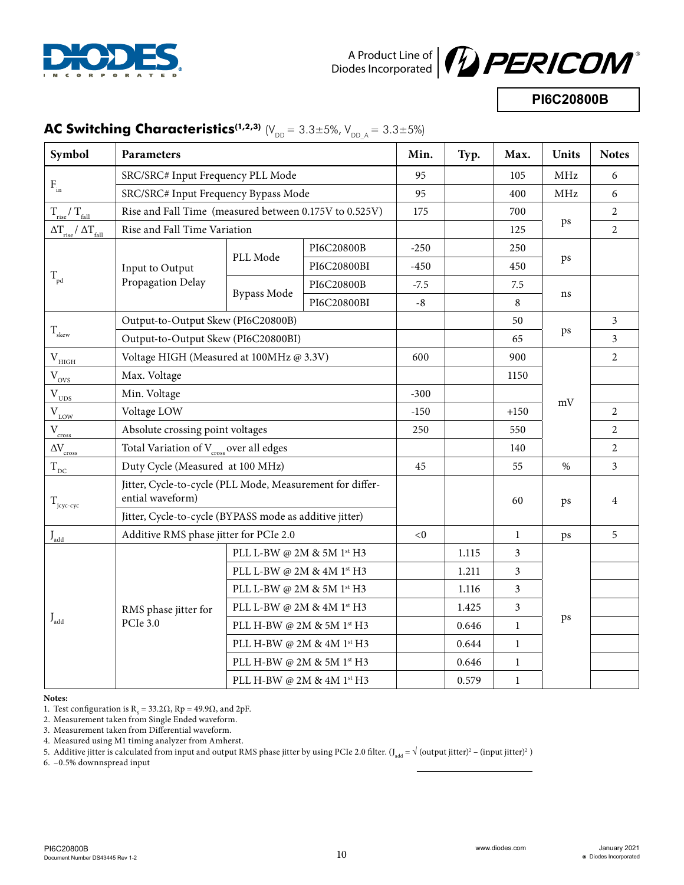PI6C20800B

## AC Switching Characteristics(1,2,3) ($V_{DD}$ = 3.3±5%, $V_{DD\_A}$ = 3.3±5%)

| Symbol | Parameters | | | Min. | Typ. | Max. | Units | Notes |
|---|---|---|---|---|---|---|---|---|
| $F_{in}$ | SRC/SRC# Input Frequency PLL Mode | | | 95 | | 105 | MHz | 6 |
| | SRC/SRC# Input Frequency Bypass Mode | | | 95 | | 400 | MHz | 6 |
| $T_{rise}$ / $T_{fall}$ | Rise and Fall Time (measured between 0.175V to 0.525V) | | | 175 | | 700 | ps | 2 |
| $\Delta T_{rise}$ / $\Delta T_{fall}$ | Rise and Fall Time Variation | | | | | 125 | ps | 2 |
| $T_{pd}$ | Input to Output Propagation Delay | PLL Mode | PI6C20800B | -250 | | 250 | ps | |
| | | | PI6C20800BI | -450 | | 450 | ps | |
| | | Bypass Mode | PI6C20800B | -7.5 | | 7.5 | ns | |
| | | | PI6C20800BI | -8 | | 8 | ns | |
| $T_{skew}$ | Output-to-Output Skew (PI6C20800B) | | | | | 50 | ps | 3 |
| | Output-to-Output Skew (PI6C20800BI) | | | | | 65 | ps | 3 |
| $V_{HIGH}$ | Voltage HIGH (Measured at 100MHz @ 3.3V) | | | 600 | | 900 | mV | 2 |
| $V_{OVS}$ | Max. Voltage | | | | | 1150 | mV | |
| $V_{UDS}$ | Min. Voltage | | | -300 | | | mV | |
| $V_{LOW}$ | Voltage LOW | | | -150 | | +150 | mV | 2 |
| $V_{cross}$ | Absolute crossing point voltages | | | 250 | | 550 | mV | 2 |
| $\Delta V_{cross}$ | Total Variation of $V_{cross}$ over all edges | | | | | 140 | mV | 2 |
| $T_{DC}$ | Duty Cycle (Measured at 100 MHz) | | | 45 | | 55 | % | 3 |
| $T_{jcyc-cyc}$ | Jitter, Cycle-to-cycle (PLL Mode, Measurement for differential waveform) | | | | | 60 | ps | 4 |
| | Jitter, Cycle-to-cycle (BYPASS mode as additive jitter) | | | | | | | |
| $J_{add}$ | Additive RMS phase jitter for PCIe 2.0 | | | <0 | | 1 | ps | 5 |
| $J_{add}$ | RMS phase jitter for PCIe 3.0 | PLL L-BW @ 2M & 5M 1st H3 | | | 1.115 | 3 | ps | |
| | | PLL L-BW @ 2M & 4M 1st H3 | | | 1.211 | 3 | ps | |
| | | PLL L-BW @ 2M & 5M 1st H3 | | | 1.116 | 3 | ps | |
| | | PLL L-BW @ 2M & 4M 1st H3 | | | 1.425 | 3 | ps | |
| | | PLL H-BW @ 2M & 5M 1st H3 | | | 0.646 | 1 | ps | |
| | | PLL H-BW @ 2M & 4M 1st H3 | | | 0.644 | 1 | ps | |
| | | PLL H-BW @ 2M & 5M 1st H3 | | | 0.646 | 1 | ps | |
| | | PLL H-BW @ 2M & 4M 1st H3 | | | 0.579 | 1 | ps | |

**Notes:**

1. Test configuration is $R_S$ = 33.2Ω, Rp = 49.9Ω, and 2pF.
2. Measurement taken from Single Ended waveform.
3. Measurement taken from Differential waveform.
4. Measured using M1 timing analyzer from Amherst.
5. Additive jitter is calculated from input and output RMS phase jitter by using PCIe 2.0 filter. ($J_{add} = \sqrt{(\text{output jitter})^2 - (\text{input jitter})^2}$ )
6. −0.5% downnspread input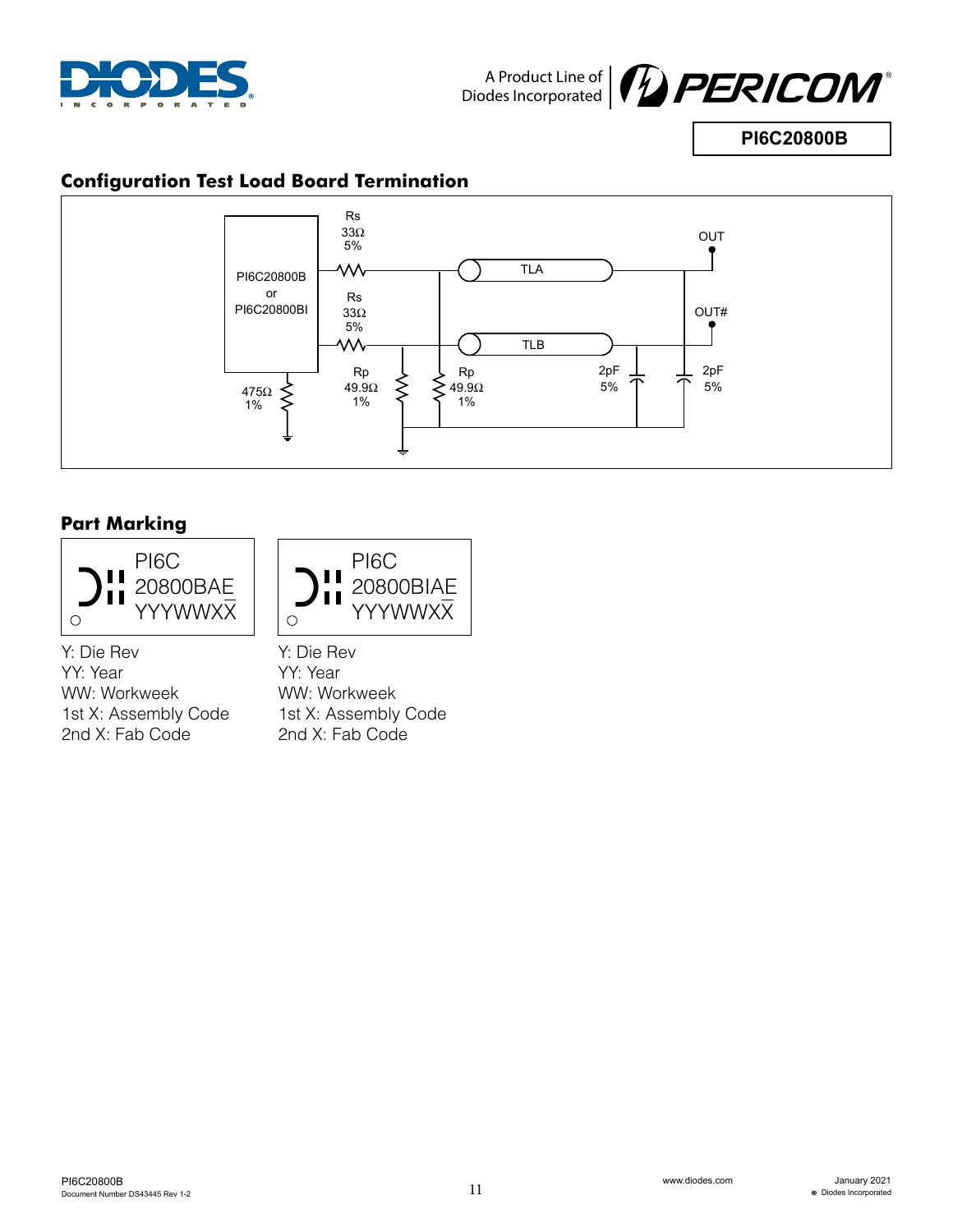## Configuration Test Load Board Termination

Rs
33Ω
5%

PI6C20800B
or
PI6C20800BI

Rs
33Ω
5%

TLA

TLB

OUT

OUT#

475Ω
1%

Rp
49.9Ω
1%

Rp
49.9Ω
1%

2pF
5%

2pF
5%

## Part Marking

PI6C
20800BAE
YYYWWXX

Y: Die Rev
YY: Year
WW: Workweek
1st X: Assembly Code
2nd X: Fab Code

PI6C
20800BIAE
YYYWWXX

Y: Die Rev
YY: Year
WW: Workweek
1st X: Assembly Code
2nd X: Fab Code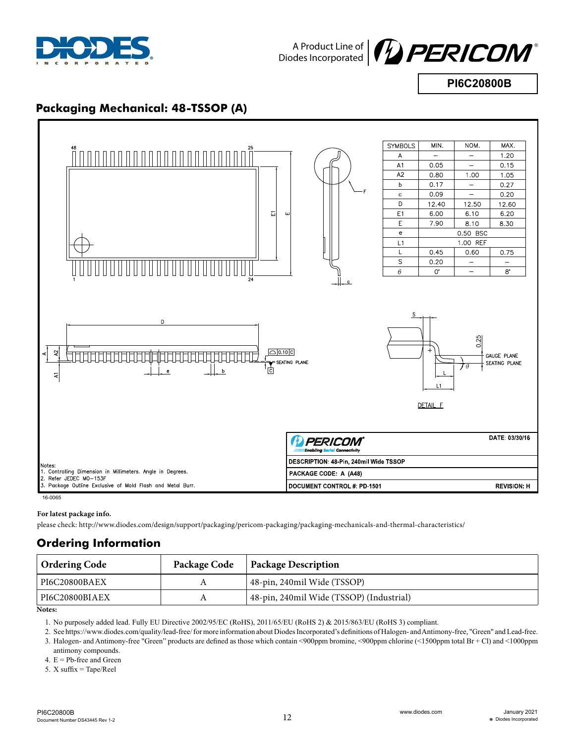## Packaging Mechanical: 48-TSSOP (A)

| SYMBOLS | MIN. | NOM. | MAX. |
|---|---|---|---|
| A | – | – | 1.20 |
| A1 | 0.05 | – | 0.15 |
| A2 | 0.80 | 1.00 | 1.05 |
| b | 0.17 | – | 0.27 |
| c | 0.09 | – | 0.20 |
| D | 12.40 | 12.50 | 12.60 |
| E1 | 6.00 | 6.10 | 6.20 |
| E | 7.90 | 8.10 | 8.30 |
| e | 0.50 BSC | | |
| L1 | 1.00 REF | | |
| L | 0.45 | 0.60 | 0.75 |
| S | 0.20 | – | – |
| θ | 0° | – | 8° |

DETAIL F

Notes:
1. Controlling Dimension in Millimeters. Angle in Degrees.
2. Refer JEDEC MO–153F
3. Package Outline Exclusive of Mold Flash and Metal Burr.

DATE: 03/30/16

DESCRIPTION: 48-Pin, 240mil Wide TSSOP

PACKAGE CODE: A (A48)

DOCUMENT CONTROL #: PD-1501

REVISION: H

16-0065

**For latest package info.**

please check: http://www.diodes.com/design/support/packaging/pericom-packaging/packaging-mechanicals-and-thermal-characteristics/

## Ordering Information

| Ordering Code | Package Code | Package Description |
|---|---|---|
| PI6C20800BAEX | A | 48-pin, 240mil Wide (TSSOP) |
| PI6C20800BIAEX | A | 48-pin, 240mil Wide (TSSOP) (Industrial) |

**Notes:**

1. No purposely added lead. Fully EU Directive 2002/95/EC (RoHS), 2011/65/EU (RoHS 2) & 2015/863/EU (RoHS 3) compliant.
2. See https://www.diodes.com/quality/lead-free/ for more information about Diodes Incorporated's definitions of Halogen- and Antimony-free, "Green" and Lead-free.
3. Halogen- and Antimony-free "Green" products are defined as those which contain <900ppm bromine, <900ppm chlorine (<1500ppm total Br + Cl) and <1000ppm antimony compounds.
4. E = Pb-free and Green
5. X suffix = Tape/Reel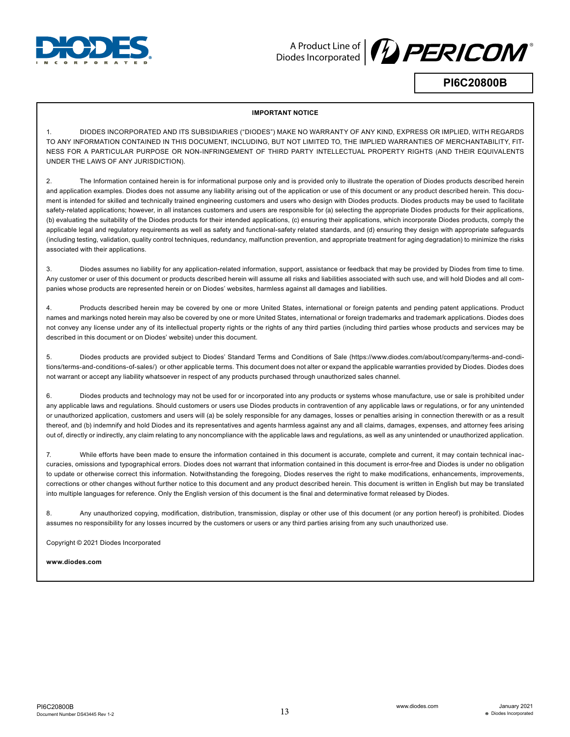**IMPORTANT NOTICE**

1. DIODES INCORPORATED AND ITS SUBSIDIARIES ("DIODES") MAKE NO WARRANTY OF ANY KIND, EXPRESS OR IMPLIED, WITH REGARDS TO ANY INFORMATION CONTAINED IN THIS DOCUMENT, INCLUDING, BUT NOT LIMITED TO, THE IMPLIED WARRANTIES OF MERCHANTABILITY, FITNESS FOR A PARTICULAR PURPOSE OR NON-INFRINGEMENT OF THIRD PARTY INTELLECTUAL PROPERTY RIGHTS (AND THEIR EQUIVALENTS UNDER THE LAWS OF ANY JURISDICTION).

2. The Information contained herein is for informational purpose only and is provided only to illustrate the operation of Diodes products described herein and application examples. Diodes does not assume any liability arising out of the application or use of this document or any product described herein. This document is intended for skilled and technically trained engineering customers and users who design with Diodes products. Diodes products may be used to facilitate safety-related applications; however, in all instances customers and users are responsible for (a) selecting the appropriate Diodes products for their applications, (b) evaluating the suitability of the Diodes products for their intended applications, (c) ensuring their applications, which incorporate Diodes products, comply the applicable legal and regulatory requirements as well as safety and functional-safety related standards, and (d) ensuring they design with appropriate safeguards (including testing, validation, quality control techniques, redundancy, malfunction prevention, and appropriate treatment for aging degradation) to minimize the risks associated with their applications.

3. Diodes assumes no liability for any application-related information, support, assistance or feedback that may be provided by Diodes from time to time. Any customer or user of this document or products described herein will assume all risks and liabilities associated with such use, and will hold Diodes and all companies whose products are represented herein or on Diodes' websites, harmless against all damages and liabilities.

4. Products described herein may be covered by one or more United States, international or foreign patents and pending patent applications. Product names and markings noted herein may also be covered by one or more United States, international or foreign trademarks and trademark applications. Diodes does not convey any license under any of its intellectual property rights or the rights of any third parties (including third parties whose products and services may be described in this document or on Diodes' website) under this document.

5. Diodes products are provided subject to Diodes' Standard Terms and Conditions of Sale (https://www.diodes.com/about/company/terms-and-conditions/terms-and-conditions-of-sales/) or other applicable terms. This document does not alter or expand the applicable warranties provided by Diodes. Diodes does not warrant or accept any liability whatsoever in respect of any products purchased through unauthorized sales channel.

6. Diodes products and technology may not be used for or incorporated into any products or systems whose manufacture, use or sale is prohibited under any applicable laws and regulations. Should customers or users use Diodes products in contravention of any applicable laws or regulations, or for any unintended or unauthorized application, customers and users will (a) be solely responsible for any damages, losses or penalties arising in connection therewith or as a result thereof, and (b) indemnify and hold Diodes and its representatives and agents harmless against any and all claims, damages, expenses, and attorney fees arising out of, directly or indirectly, any claim relating to any noncompliance with the applicable laws and regulations, as well as any unintended or unauthorized application.

7. While efforts have been made to ensure the information contained in this document is accurate, complete and current, it may contain technical inaccuracies, omissions and typographical errors. Diodes does not warrant that information contained in this document is error-free and Diodes is under no obligation to update or otherwise correct this information. Notwithstanding the foregoing, Diodes reserves the right to make modifications, enhancements, improvements, corrections or other changes without further notice to this document and any product described herein. This document is written in English but may be translated into multiple languages for reference. Only the English version of this document is the final and determinative format released by Diodes.

8. Any unauthorized copying, modification, distribution, transmission, display or other use of this document (or any portion hereof) is prohibited. Diodes assumes no responsibility for any losses incurred by the customers or users or any third parties arising from any such unauthorized use.

Copyright © 2021 Diodes Incorporated

**www.diodes.com**